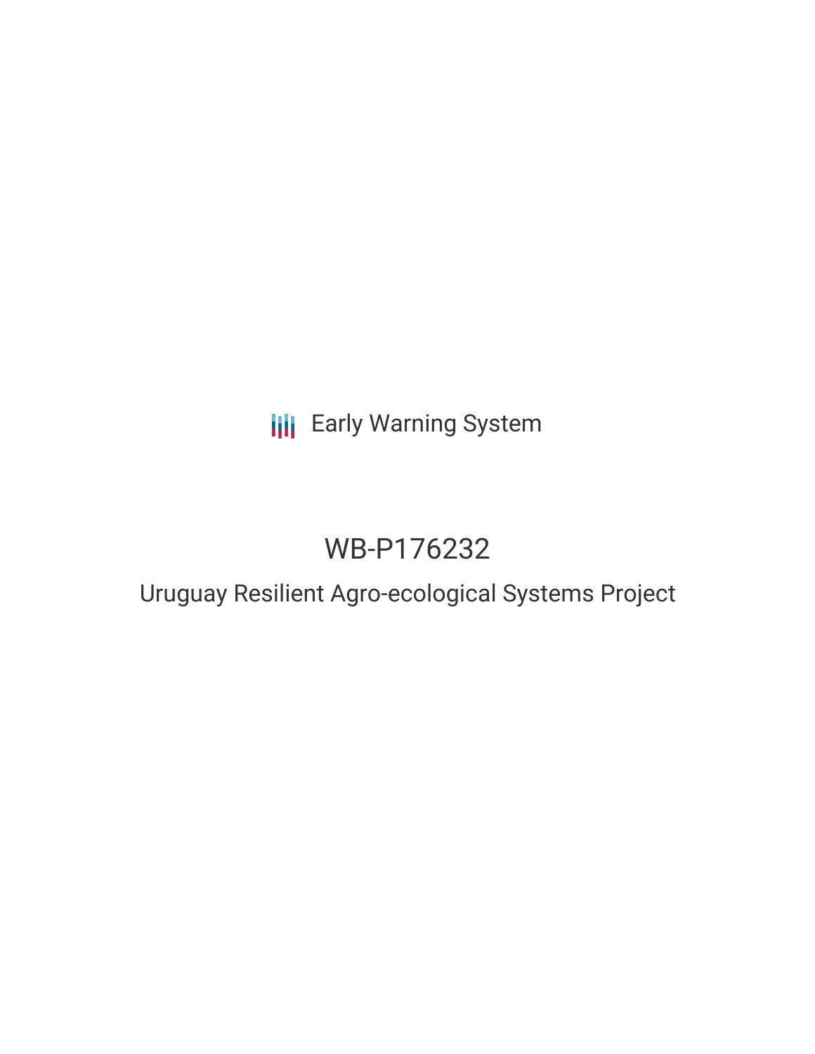Early Warning System

# WB-P176232

## Uruguay Resilient Agro-ecological Systems Project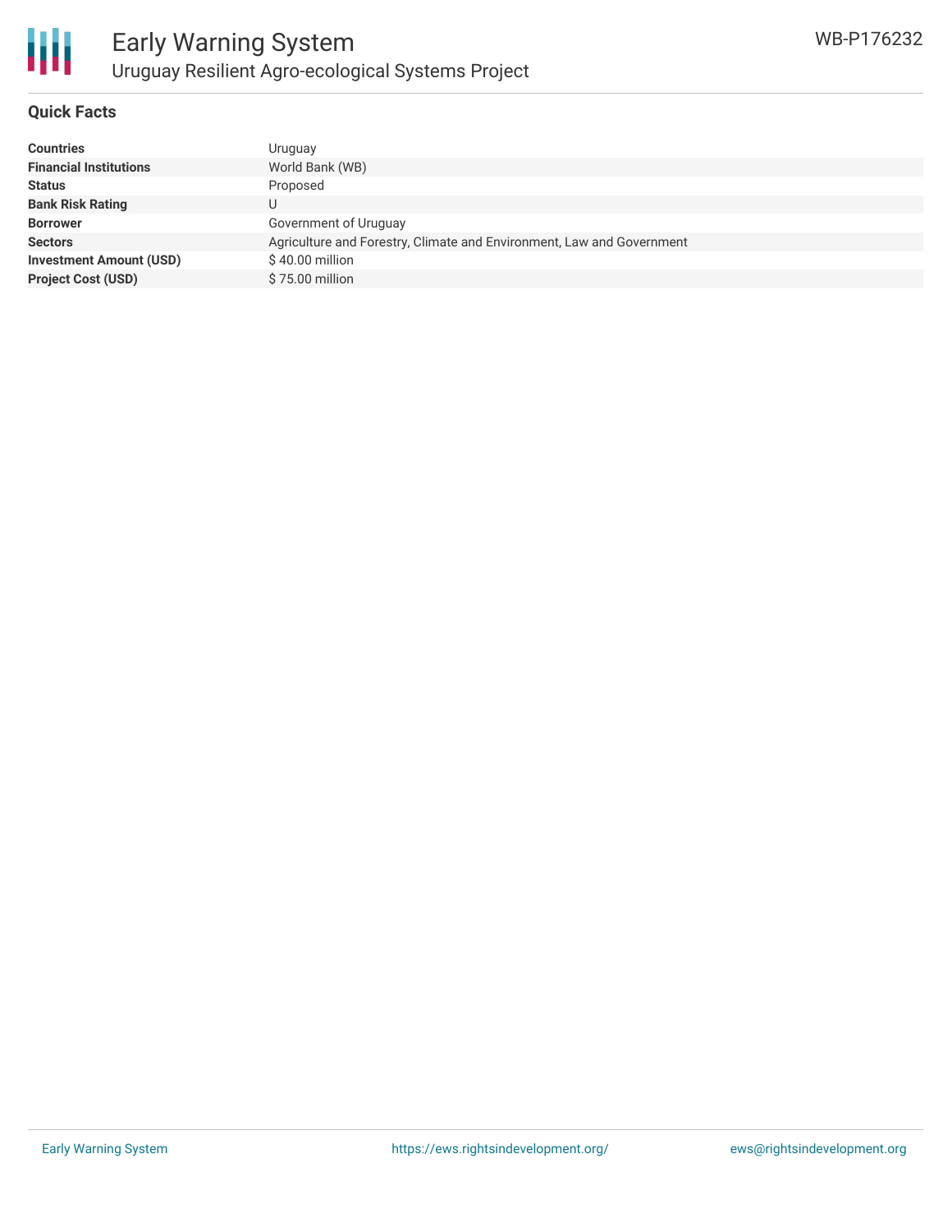# Early Warning System

## Uruguay Resilient Agro-ecological Systems Project

WB-P176232

### Quick Facts

| | |
|---|---|
| **Countries** | Uruguay |
| **Financial Institutions** | World Bank (WB) |
| **Status** | Proposed |
| **Bank Risk Rating** | U |
| **Borrower** | Government of Uruguay |
| **Sectors** | Agriculture and Forestry, Climate and Environment, Law and Government |
| **Investment Amount (USD)** | $ 40.00 million |
| **Project Cost (USD)** | $ 75.00 million |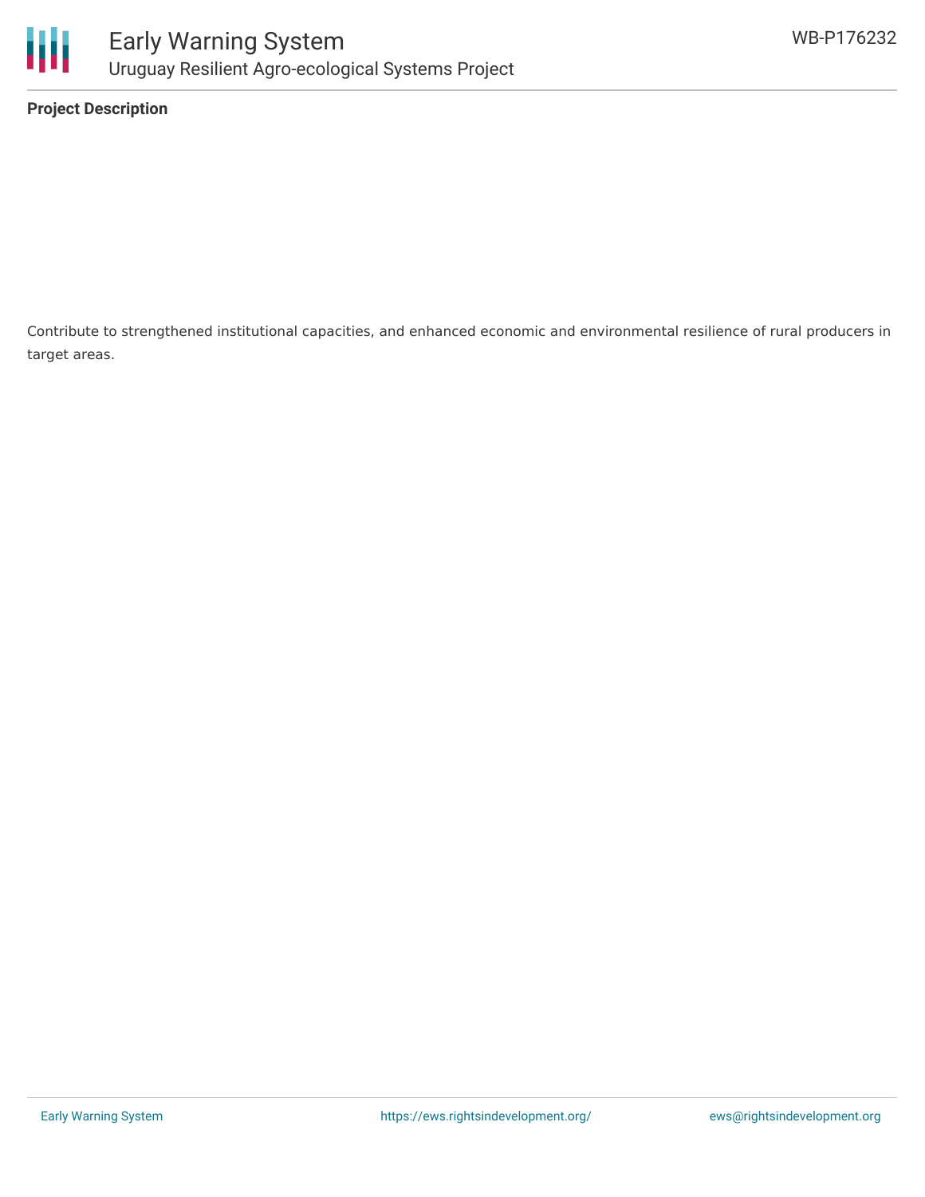**Project Description**

Contribute to strengthened institutional capacities, and enhanced economic and environmental resilience of rural producers in target areas.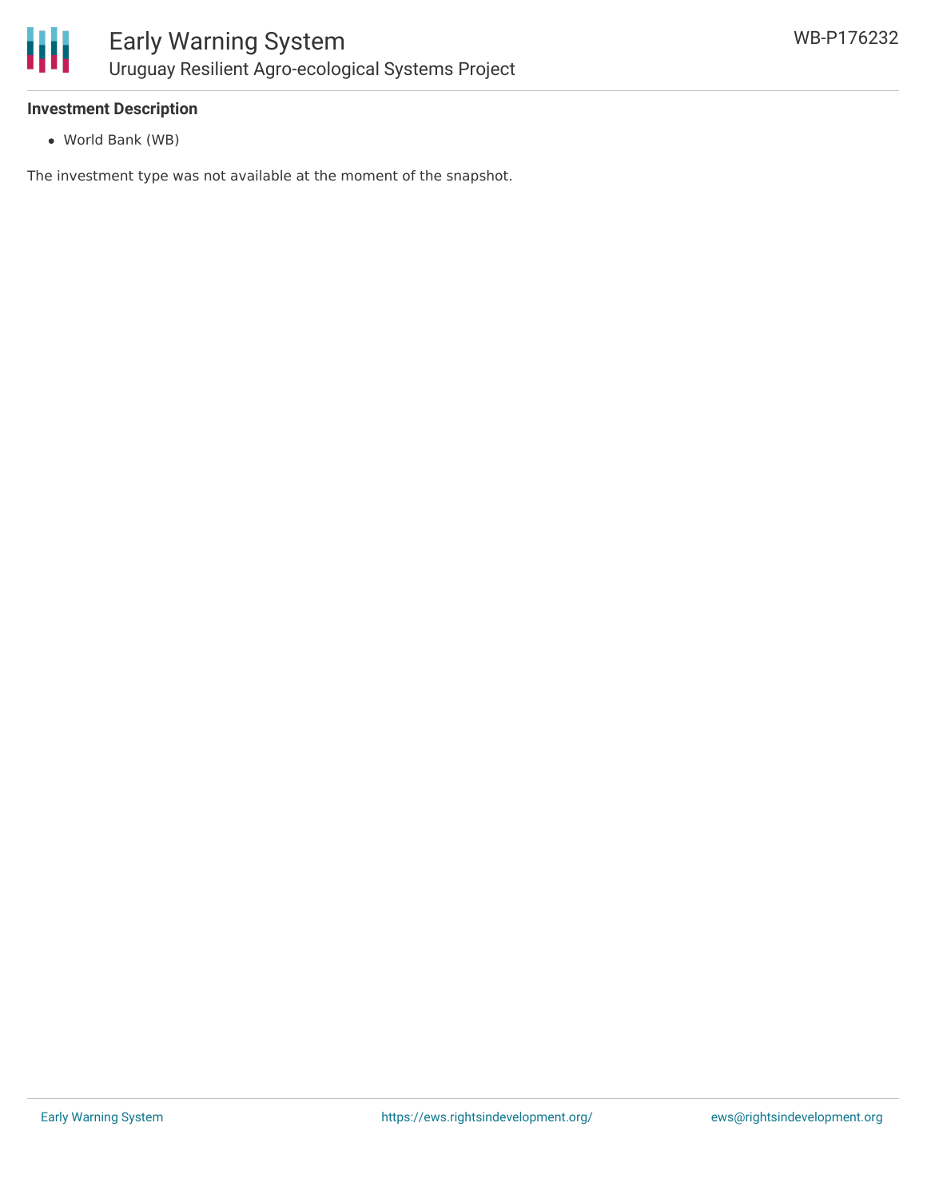**Investment Description**

- World Bank (WB)

The investment type was not available at the moment of the snapshot.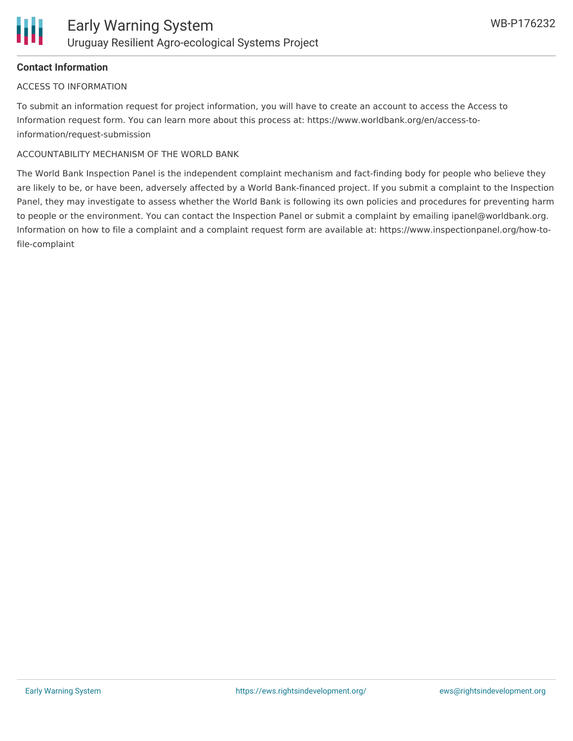**Contact Information**

ACCESS TO INFORMATION

To submit an information request for project information, you will have to create an account to access the Access to Information request form. You can learn more about this process at: https://www.worldbank.org/en/access-to-information/request-submission

ACCOUNTABILITY MECHANISM OF THE WORLD BANK

The World Bank Inspection Panel is the independent complaint mechanism and fact-finding body for people who believe they are likely to be, or have been, adversely affected by a World Bank-financed project. If you submit a complaint to the Inspection Panel, they may investigate to assess whether the World Bank is following its own policies and procedures for preventing harm to people or the environment. You can contact the Inspection Panel or submit a complaint by emailing ipanel@worldbank.org. Information on how to file a complaint and a complaint request form are available at: https://www.inspectionpanel.org/how-to-file-complaint